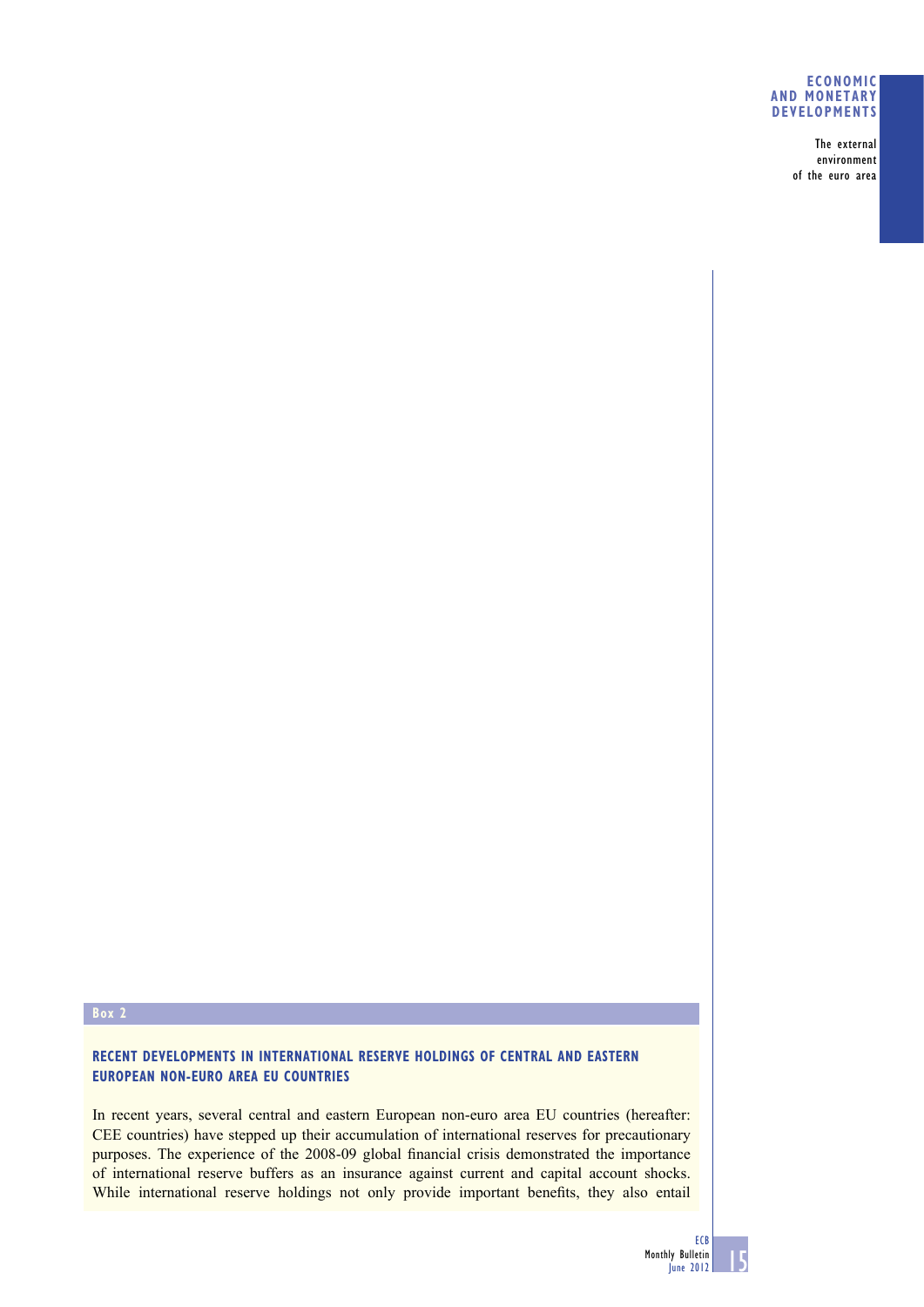## Box 2

### RECENT DEVELOPMENTS IN INTERNATIONAL RESERVE HOLDINGS OF CENTRAL AND EASTERN EUROPEAN NON-EURO AREA EU COUNTRIES

In recent years, several central and eastern European non-euro area EU countries (hereafter: CEE countries) have stepped up their accumulation of international reserves for precautionary purposes. The experience of the 2008-09 global financial crisis demonstrated the importance of international reserve buffers as an insurance against current and capital account shocks. While international reserve holdings not only provide important benefits, they also entail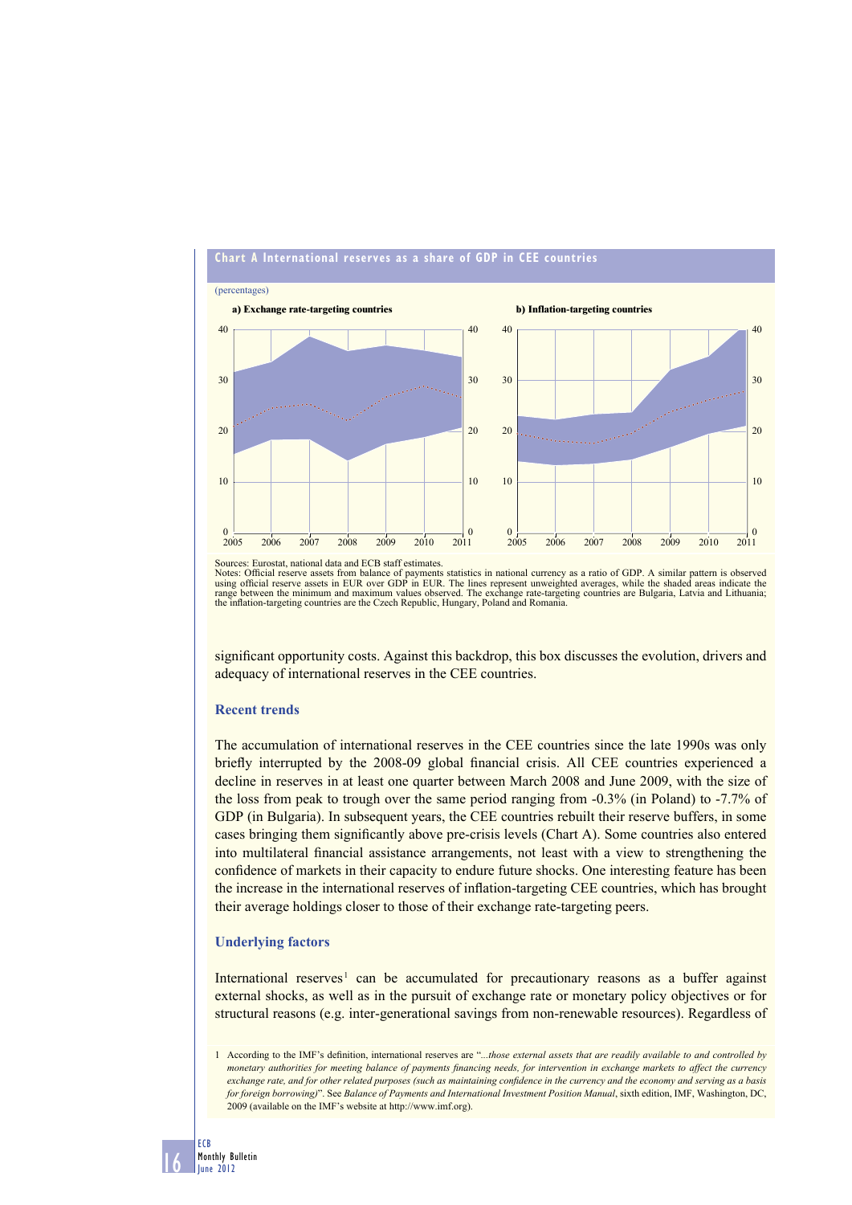**Chart A International reserves as a share of GDP in CEE countries**

(percentages)

a) Exchange rate-targeting countries

b) Inflation-targeting countries

Sources: Eurostat, national data and ECB staff estimates.
Notes: Official reserve assets from balance of payments statistics in national currency as a ratio of GDP. A similar pattern is observed using official reserve assets in EUR over GDP in EUR. The lines represent unweighted averages, while the shaded areas indicate the range between the minimum and maximum values observed. The exchange rate-targeting countries are Bulgaria, Latvia and Lithuania; the inflation-targeting countries are the Czech Republic, Hungary, Poland and Romania.

significant opportunity costs. Against this backdrop, this box discusses the evolution, drivers and adequacy of international reserves in the CEE countries.

### Recent trends

The accumulation of international reserves in the CEE countries since the late 1990s was only briefly interrupted by the 2008-09 global financial crisis. All CEE countries experienced a decline in reserves in at least one quarter between March 2008 and June 2009, with the size of the loss from peak to trough over the same period ranging from -0.3% (in Poland) to -7.7% of GDP (in Bulgaria). In subsequent years, the CEE countries rebuilt their reserve buffers, in some cases bringing them significantly above pre-crisis levels (Chart A). Some countries also entered into multilateral financial assistance arrangements, not least with a view to strengthening the confidence of markets in their capacity to endure future shocks. One interesting feature has been the increase in the international reserves of inflation-targeting CEE countries, which has brought their average holdings closer to those of their exchange rate-targeting peers.

### Underlying factors

International reserves[1] can be accumulated for precautionary reasons as a buffer against external shocks, as well as in the pursuit of exchange rate or monetary policy objectives or for structural reasons (e.g. inter-generational savings from non-renewable resources). Regardless of

1 According to the IMF's definition, international reserves are "*...those external assets that are readily available to and controlled by monetary authorities for meeting balance of payments financing needs, for intervention in exchange markets to affect the currency exchange rate, and for other related purposes (such as maintaining confidence in the currency and the economy and serving as a basis for foreign borrowing)*". See *Balance of Payments and International Investment Position Manual*, sixth edition, IMF, Washington, DC, 2009 (available on the IMF's website at http://www.imf.org).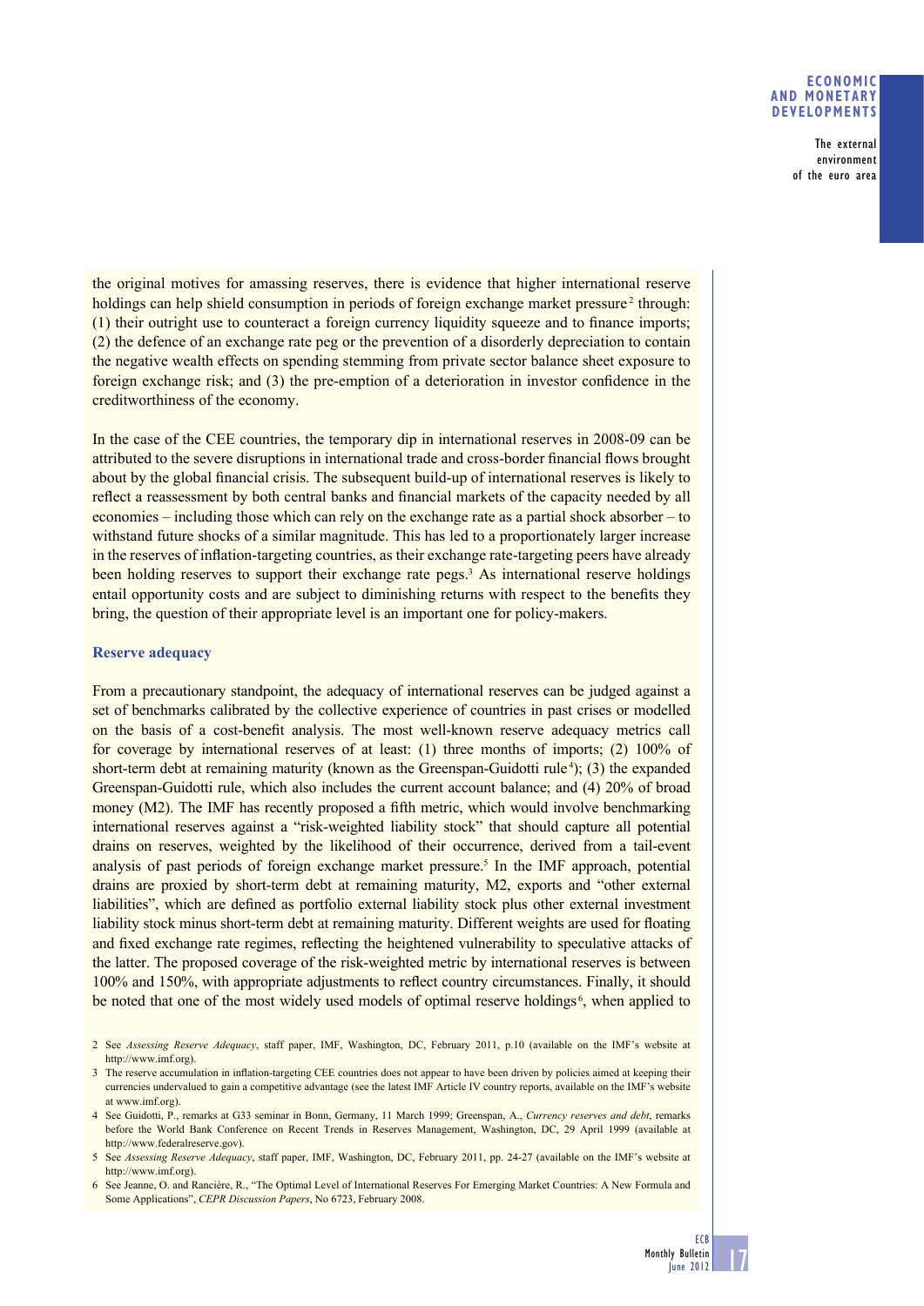the original motives for amassing reserves, there is evidence that higher international reserve holdings can help shield consumption in periods of foreign exchange market pressure[2] through: (1) their outright use to counteract a foreign currency liquidity squeeze and to finance imports; (2) the defence of an exchange rate peg or the prevention of a disorderly depreciation to contain the negative wealth effects on spending stemming from private sector balance sheet exposure to foreign exchange risk; and (3) the pre-emption of a deterioration in investor confidence in the creditworthiness of the economy.

In the case of the CEE countries, the temporary dip in international reserves in 2008-09 can be attributed to the severe disruptions in international trade and cross-border financial flows brought about by the global financial crisis. The subsequent build-up of international reserves is likely to reflect a reassessment by both central banks and financial markets of the capacity needed by all economies – including those which can rely on the exchange rate as a partial shock absorber – to withstand future shocks of a similar magnitude. This has led to a proportionately larger increase in the reserves of inflation-targeting countries, as their exchange rate-targeting peers have already been holding reserves to support their exchange rate pegs.[3] As international reserve holdings entail opportunity costs and are subject to diminishing returns with respect to the benefits they bring, the question of their appropriate level is an important one for policy-makers.

### Reserve adequacy

From a precautionary standpoint, the adequacy of international reserves can be judged against a set of benchmarks calibrated by the collective experience of countries in past crises or modelled on the basis of a cost-benefit analysis. The most well-known reserve adequacy metrics call for coverage by international reserves of at least: (1) three months of imports; (2) 100% of short-term debt at remaining maturity (known as the Greenspan-Guidotti rule[4]); (3) the expanded Greenspan-Guidotti rule, which also includes the current account balance; and (4) 20% of broad money (M2). The IMF has recently proposed a fifth metric, which would involve benchmarking international reserves against a "risk-weighted liability stock" that should capture all potential drains on reserves, weighted by the likelihood of their occurrence, derived from a tail-event analysis of past periods of foreign exchange market pressure.[5] In the IMF approach, potential drains are proxied by short-term debt at remaining maturity, M2, exports and "other external liabilities", which are defined as portfolio external liability stock plus other external investment liability stock minus short-term debt at remaining maturity. Different weights are used for floating and fixed exchange rate regimes, reflecting the heightened vulnerability to speculative attacks of the latter. The proposed coverage of the risk-weighted metric by international reserves is between 100% and 150%, with appropriate adjustments to reflect country circumstances. Finally, it should be noted that one of the most widely used models of optimal reserve holdings[6], when applied to

2 See *Assessing Reserve Adequacy*, staff paper, IMF, Washington, DC, February 2011, p.10 (available on the IMF's website at http://www.imf.org).

3 The reserve accumulation in inflation-targeting CEE countries does not appear to have been driven by policies aimed at keeping their currencies undervalued to gain a competitive advantage (see the latest IMF Article IV country reports, available on the IMF's website at www.imf.org).

4 See Guidotti, P., remarks at G33 seminar in Bonn, Germany, 11 March 1999; Greenspan, A., *Currency reserves and debt*, remarks before the World Bank Conference on Recent Trends in Reserves Management, Washington, DC, 29 April 1999 (available at http://www.federalreserve.gov).

5 See *Assessing Reserve Adequacy*, staff paper, IMF, Washington, DC, February 2011, pp. 24-27 (available on the IMF's website at http://www.imf.org).

6 See Jeanne, O. and Rancière, R., "The Optimal Level of International Reserves For Emerging Market Countries: A New Formula and Some Applications", *CEPR Discussion Papers*, No 6723, February 2008.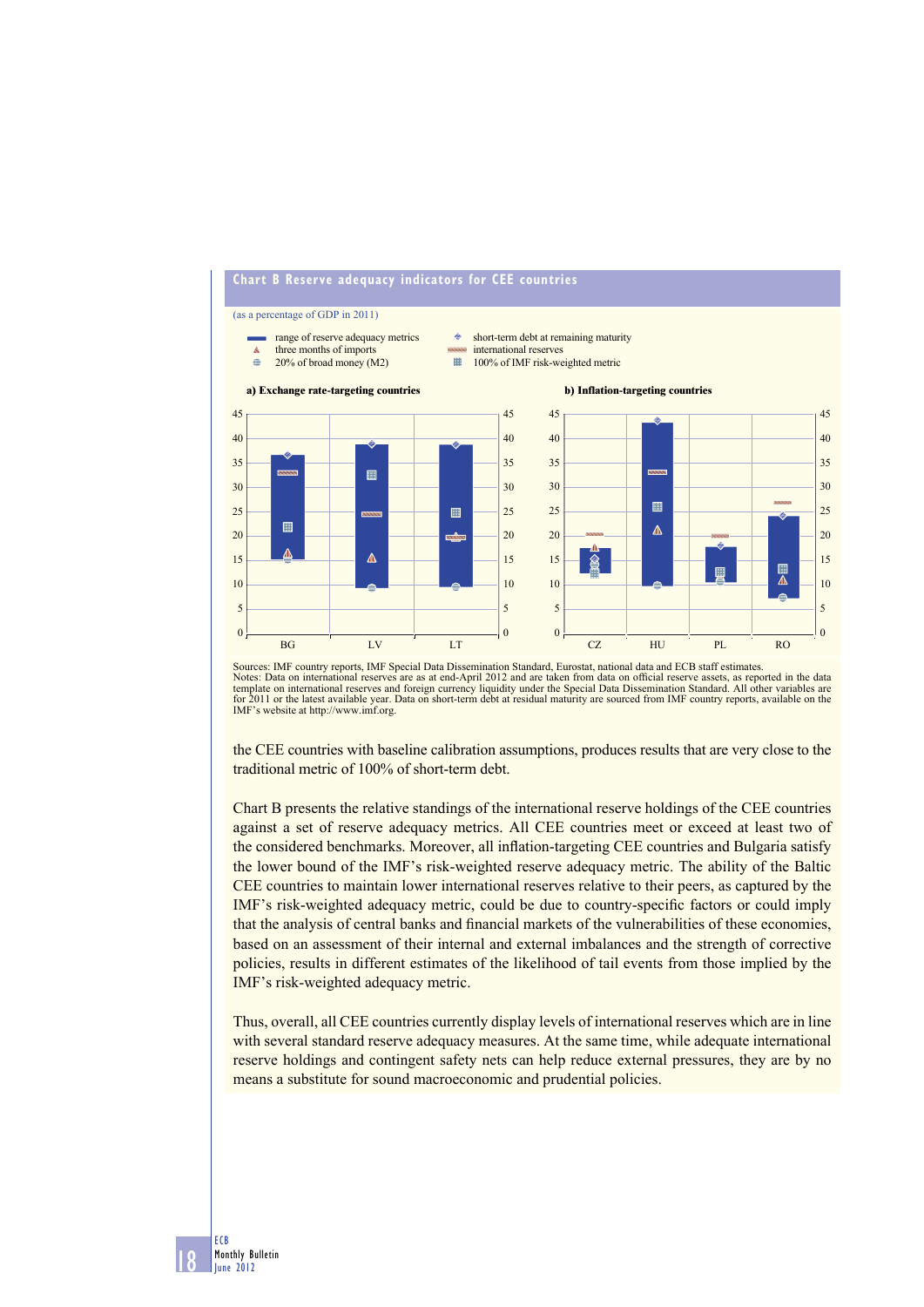**Chart B Reserve adequacy indicators for CEE countries**

(as a percentage of GDP in 2011)

range of reserve adequacy metrics
three months of imports
20% of broad money (M2)
short-term debt at remaining maturity
international reserves
100% of IMF risk-weighted metric

**a) Exchange rate-targeting countries**

45
40
35
30
25
20
15
10
5
0

BG LV LT

**b) Inflation-targeting countries**

CZ HU PL RO

Sources: IMF country reports, IMF Special Data Dissemination Standard, Eurostat, national data and ECB staff estimates.
Notes: Data on international reserves are as at end-April 2012 and are taken from data on official reserve assets, as reported in the data template on international reserves and foreign currency liquidity under the Special Data Dissemination Standard. All other variables are for 2011 or the latest available year. Data on short-term debt at residual maturity are sourced from IMF country reports, available on the IMF's website at http://www.imf.org.

the CEE countries with baseline calibration assumptions, produces results that are very close to the traditional metric of 100% of short-term debt.

Chart B presents the relative standings of the international reserve holdings of the CEE countries against a set of reserve adequacy metrics. All CEE countries meet or exceed at least two of the considered benchmarks. Moreover, all inflation-targeting CEE countries and Bulgaria satisfy the lower bound of the IMF's risk-weighted reserve adequacy metric. The ability of the Baltic CEE countries to maintain lower international reserves relative to their peers, as captured by the IMF's risk-weighted adequacy metric, could be due to country-specific factors or could imply that the analysis of central banks and financial markets of the vulnerabilities of these economies, based on an assessment of their internal and external imbalances and the strength of corrective policies, results in different estimates of the likelihood of tail events from those implied by the IMF's risk-weighted adequacy metric.

Thus, overall, all CEE countries currently display levels of international reserves which are in line with several standard reserve adequacy measures. At the same time, while adequate international reserve holdings and contingent safety nets can help reduce external pressures, they are by no means a substitute for sound macroeconomic and prudential policies.